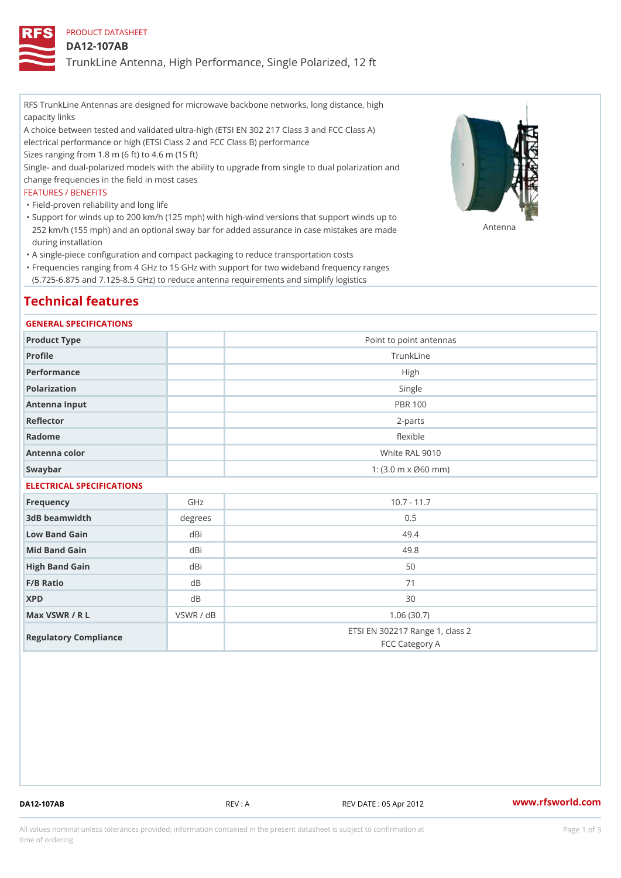PRODUCT DATASHEET

# DA12-107AB

TrunkLine Antenna, High Performance, Single Polarized, 12 ft

RFS TrunkLine Antennas are designed for microwave backbone networks, long distance, high capacity links

A choice between tested and validated ultra-high (ETSI EN 302 217 Class 3 and FCC Class A) electrical performance or high (ETSI Class 2 and FCC Class B) performance

Sizes ranging from 1.8 m (6 ft) to 4.6 m (15 ft)

Single- and dual-polarized models with the ability to upgrade from single to dual polarization and change frequencies in the field in most cases

FEATURES / BENEFITS

- Field-proven reliability and long life
- Support for winds up to 200 km/h (125 mph) with high-wind versions that support winds up to 252 km/h (155 mph) and an optional sway bar for added assurance in case mistakes are made during installation
- A single-piece configuration and compact packaging to reduce transportation costs
- Frequencies ranging from 4 GHz to 15 GHz with support for two wideband frequency ranges (5.725-6.875 and 7.125-8.5 GHz) to reduce antenna requirements and simplify logistics

Antenna

## Technical features

### GENERAL SPECIFICATIONS

| | | |
|---|---|---|
| Product Type | | Point to point antennas |
| Profile | | TrunkLine |
| Performance | | High |
| Polarization | | Single |
| Antenna Input | | PBR 100 |
| Reflector | | 2-parts |
| Radome | | flexible |
| Antenna color | | White RAL 9010 |
| Swaybar | | 1: (3.0 m x Ø60 mm) |

### ELECTRICAL SPECIFICATIONS

| | | |
|---|---|---|
| Frequency | GHz | 10.7 - 11.7 |
| 3dB beamwidth | degrees | 0.5 |
| Low Band Gain | dBi | 49.4 |
| Mid Band Gain | dBi | 49.8 |
| High Band Gain | dBi | 50 |
| F/B Ratio | dB | 71 |
| XPD | dB | 30 |
| Max VSWR / R L | VSWR / dB | 1.06 (30.7) |
| Regulatory Compliance | | ETSI EN 302217 Range 1, class 2<br>FCC Category A |

DA12-107AB REV : A REV DATE : 05 Apr 2012 www.rfsworld.com

All values nominal unless tolerances provided; information contained in the present datasheet is subject to confirmation at time of ordering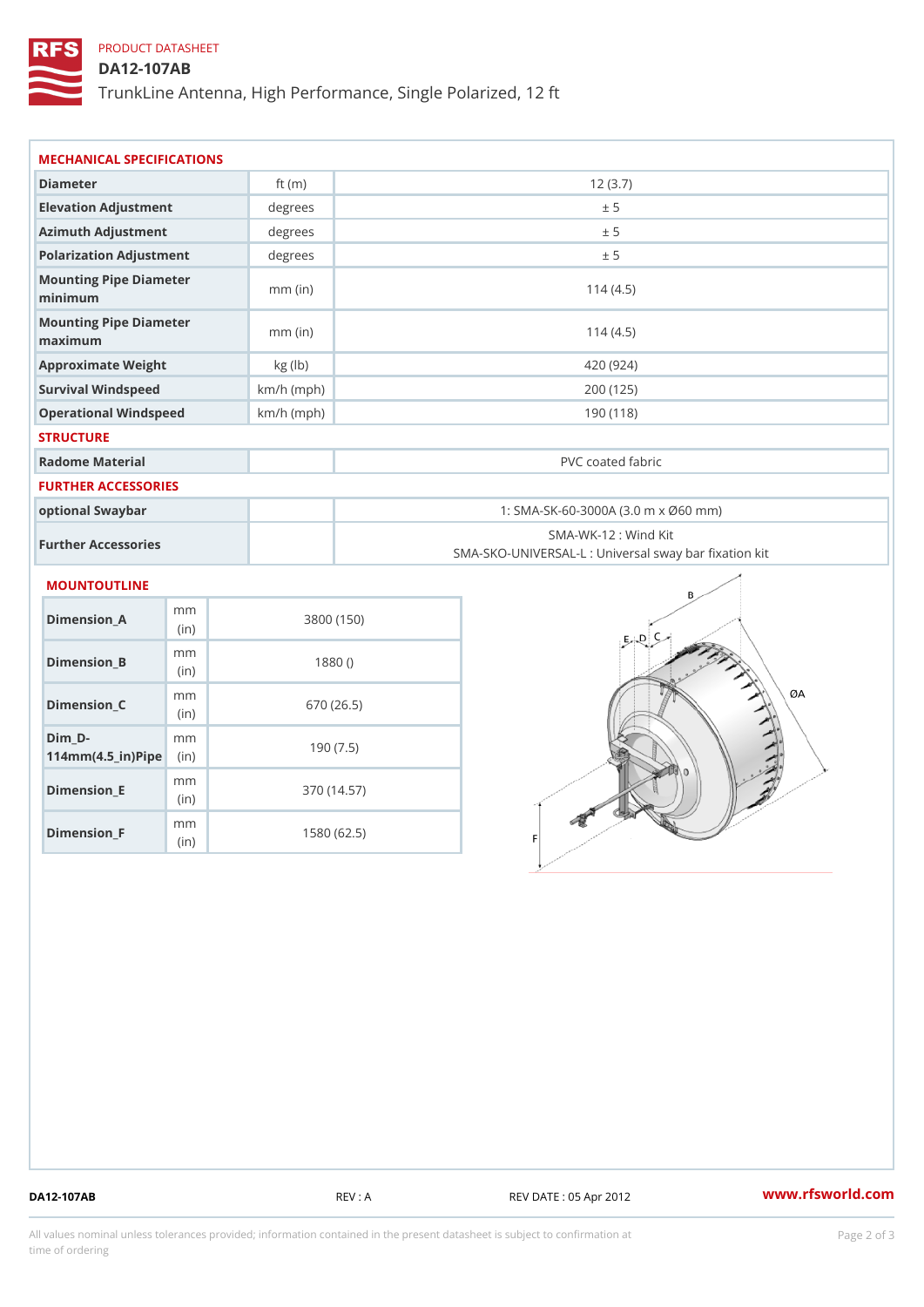PRODUCT DATASHEET

# DA12-107AB

TrunkLine Antenna, High Performance, Single Polarized, 12 ft

## MECHANICAL SPECIFICATIONS

| | | |
|---|---|---|
| Diameter | ft (m) | 12 (3.7) |
| Elevation Adjustment | degrees | ± 5 |
| Azimuth Adjustment | degrees | ± 5 |
| Polarization Adjustment | degrees | ± 5 |
| Mounting Pipe Diameter minimum | mm (in) | 114 (4.5) |
| Mounting Pipe Diameter maximum | mm (in) | 114 (4.5) |
| Approximate Weight | kg (lb) | 420 (924) |
| Survival Windspeed | km/h (mph) | 200 (125) |
| Operational Windspeed | km/h (mph) | 190 (118) |

## STRUCTURE

| | | |
|---|---|---|
| Radome Material | | PVC coated fabric |

## FURTHER ACCESSORIES

| | | |
|---|---|---|
| optional Swaybar | | 1: SMA-SK-60-3000A (3.0 m x Ø60 mm) |
| Further Accessories | | SMA-WK-12 : Wind Kit<br>SMA-SKO-UNIVERSAL-L : Universal sway bar fixation kit |

## MOUNTOUTLINE

| | | |
|---|---|---|
| Dimension_A | mm (in) | 3800 (150) |
| Dimension_B | mm (in) | 1880 () |
| Dimension_C | mm (in) | 670 (26.5) |
| Dim_D-114mm(4.5_in)Pipe | mm (in) | 190 (7.5) |
| Dimension_E | mm (in) | 370 (14.57) |
| Dimension_F | mm (in) | 1580 (62.5) |

DA12-107AB | REV : A | REV DATE : 05 Apr 2012 | www.rfsworld.com

All values nominal unless tolerances provided; information contained in the present datasheet is subject to confirmation at time of ordering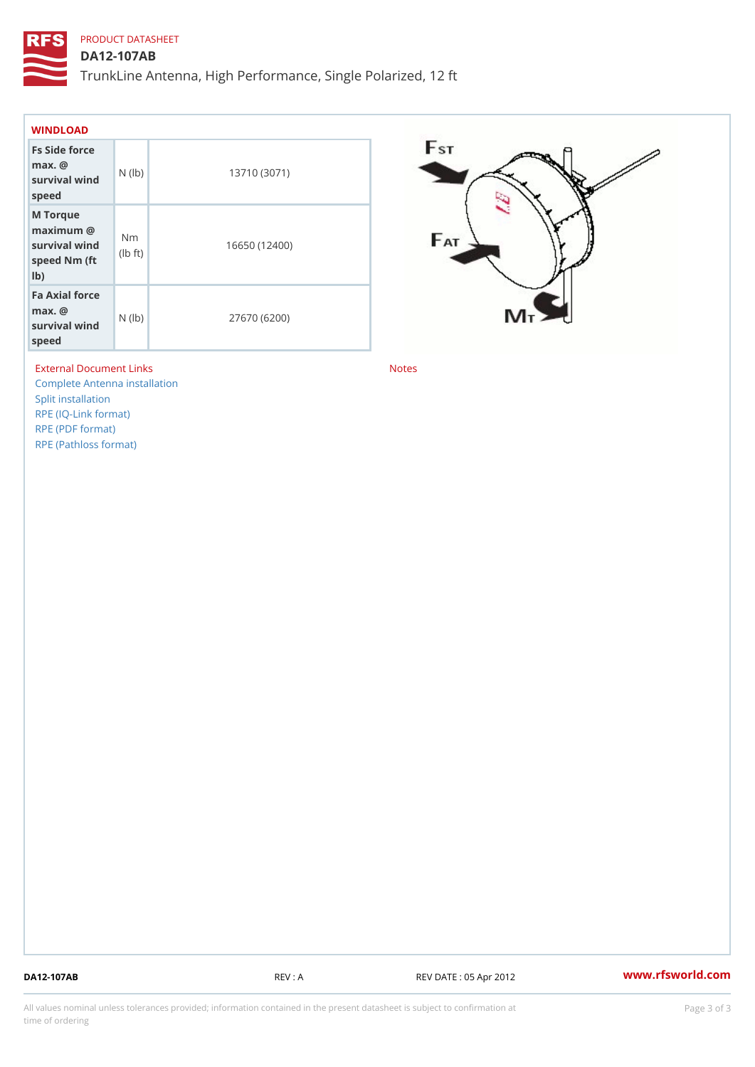PRODUCT DATASHEET

# DA12-107AB

TrunkLine Antenna, High Performance, Single Polarized, 12 ft

## WINDLOAD

| | | |
|---|---|---|
| Fs Side force max. @ survival wind speed | N (lb) | 13710 (3071) |
| M Torque maximum @ survival wind speed Nm (ft lb) | Nm (lb ft) | 16650 (12400) |
| Fa Axial force max. @ survival wind speed | N (lb) | 27670 (6200) |

FST

FAT

MT

### External Document Links

Complete Antenna installation

Split installation

RPE (IQ-Link format)

RPE (PDF format)

RPE (Pathloss format)

### Notes

DA12-107AB REV : A REV DATE : 05 Apr 2012 www.rfsworld.com

All values nominal unless tolerances provided; information contained in the present datasheet is subject to confirmation at time of ordering